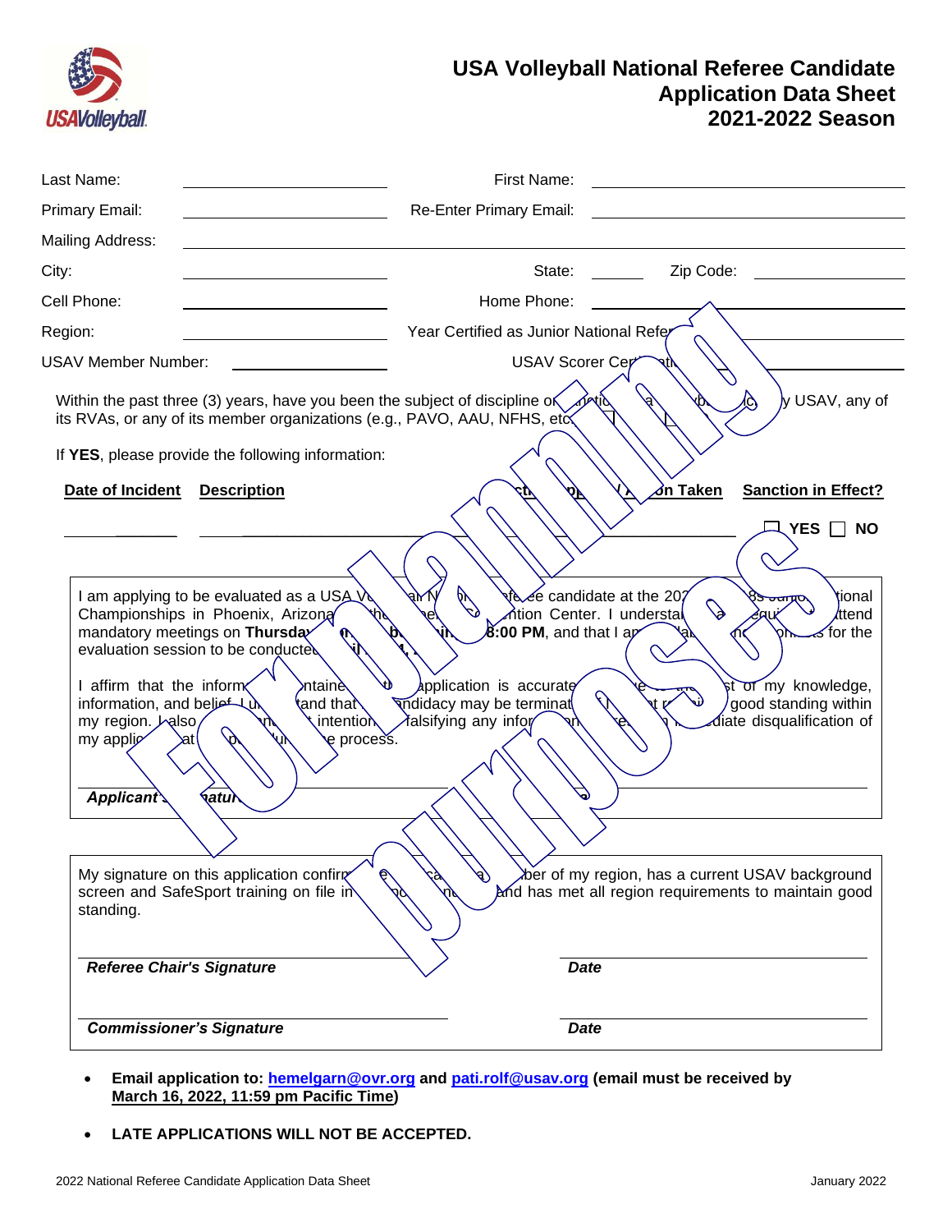# USA Volleyball National Referee Candidate Application Data Sheet 2021-2022 Season

Last Name: \_\_\_\_\_\_\_\_\_\_\_\_\_\_\_\_\_\_\_\_ First Name: \_\_\_\_\_\_\_\_\_\_\_\_\_\_\_\_\_\_\_\_

Primary Email: \_\_\_\_\_\_\_\_\_\_\_\_\_\_\_\_\_\_\_\_ Re-Enter Primary Email: \_\_\_\_\_\_\_\_\_\_\_\_\_\_\_\_\_\_\_\_

Mailing Address: \_\_\_\_\_\_\_\_\_\_\_\_\_\_\_\_\_\_\_\_\_\_\_\_\_\_\_\_\_\_\_\_\_\_\_\_\_\_\_\_

City: \_\_\_\_\_\_\_\_\_\_\_\_\_\_\_\_\_\_\_\_ State: \_\_\_\_\_\_ Zip Code: \_\_\_\_\_\_\_\_\_\_

Cell Phone: \_\_\_\_\_\_\_\_\_\_\_\_\_\_\_\_\_\_\_\_ Home Phone: \_\_\_\_\_\_\_\_\_\_\_\_\_\_\_\_\_\_\_\_

Region: \_\_\_\_\_\_\_\_\_\_\_\_\_\_\_\_\_\_\_\_ Year Certified as Junior National Refer\_\_\_\_\_\_\_\_\_\_

USAV Member Number: \_\_\_\_\_\_\_\_\_\_\_\_\_\_\_\_\_\_\_\_ USAV Scorer Cer\_\_\_\_\_\_\_\_\_\_

Within the past three (3) years, have you been the subject of discipline or ... y USAV, any of its RVAs, or any of its member organizations (e.g., PAVO, AAU, NFHS, etc

If **YES**, please provide the following information:

| Date of Incident | Description | ... on Taken | Sanction in Effect? |
|---|---|---|---|
| | | | ☐ YES ☐ NO |

I am applying to be evaluated as a USA V... candidate at the 202... tional Championships in Phoenix, Arizona ... ntion Center. I understa... ttend mandatory meetings on **Thursda... 8:00 PM**, and that I a... for the evaluation session to be conducte...

I affirm that the inform... ntaine... application is accurate ... st of my knowledge, information, and belief. I u... and that ... ndidacy may be terminat... good standing within my region. I also ... intention... falsifying any infor... diate disqualification of my applic... e process.

***Applicant's ...atur***

My signature on this application confirm... ber of my region, has a current USAV background screen and SafeSport training on file in ... and has met all region requirements to maintain good standing.

***Referee Chair's Signature*** ***Date***

***Commissioner's Signature*** ***Date***

- **Email application to: hemelgarn@ovr.org and pati.rolf@usav.org (email must be received by March 16, 2022, 11:59 pm Pacific Time)**
- **LATE APPLICATIONS WILL NOT BE ACCEPTED.**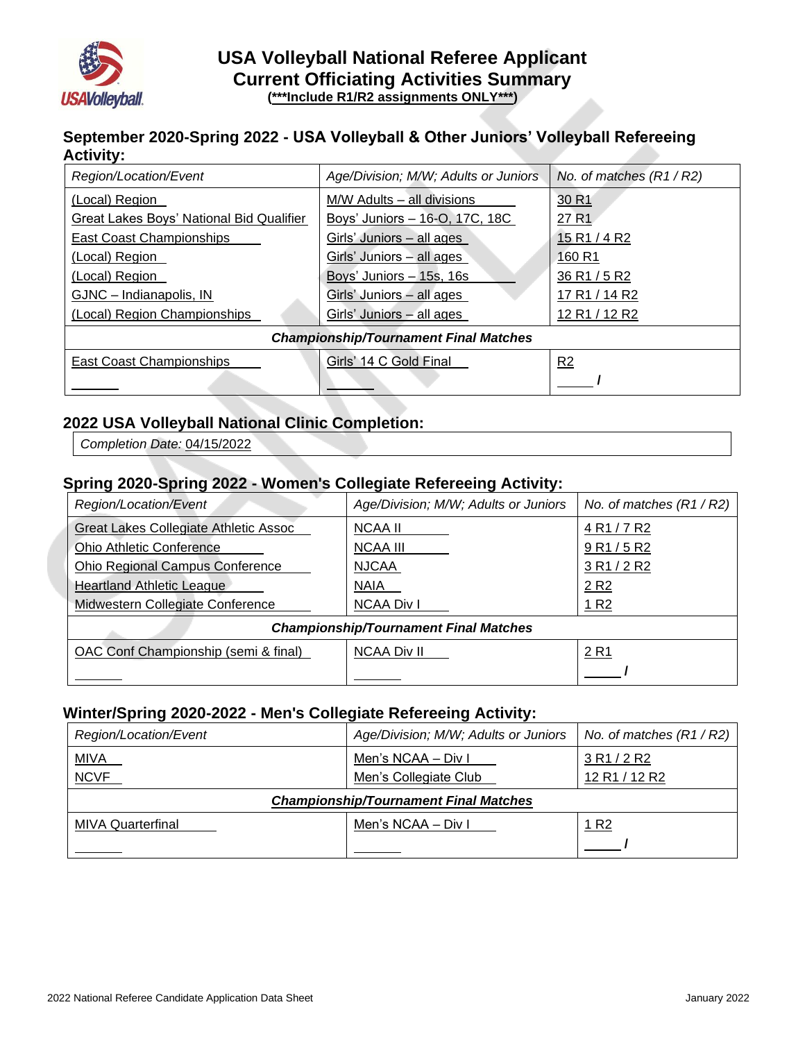# USA Volleyball National Referee Applicant Current Officiating Activities Summary

**(***Include R1/R2 assignments ONLY***)**

## September 2020-Spring 2022 - USA Volleyball & Other Juniors' Volleyball Refereeing Activity:

| *Region/Location/Event* | *Age/Division; M/W; Adults or Juniors* | *No. of matches (R1 / R2)* |
|---|---|---|
| (Local) Region | M/W Adults – all divisions | 30 R1 |
| Great Lakes Boys' National Bid Qualifier | Boys' Juniors – 16-O, 17C, 18C | 27 R1 |
| East Coast Championships | Girls' Juniors – all ages | 15 R1 / 4 R2 |
| (Local) Region | Girls' Juniors – all ages | 160 R1 |
| (Local) Region | Boys' Juniors – 15s, 16s | 36 R1 / 5 R2 |
| GJNC – Indianapolis, IN | Girls' Juniors – all ages | 17 R1 / 14 R2 |
| (Local) Region Championships | Girls' Juniors – all ages | 12 R1 / 12 R2 |
| ***Championship/Tournament Final Matches*** | | |
| East Coast Championships | Girls' 14 C Gold Final | R2 |
| | | / |

## 2022 USA Volleyball National Clinic Completion:

*Completion Date:* 04/15/2022

## Spring 2020-Spring 2022 - Women's Collegiate Refereeing Activity:

| *Region/Location/Event* | *Age/Division; M/W; Adults or Juniors* | *No. of matches (R1 / R2)* |
|---|---|---|
| Great Lakes Collegiate Athletic Assoc | NCAA II | 4 R1 / 7 R2 |
| Ohio Athletic Conference | NCAA III | 9 R1 / 5 R2 |
| Ohio Regional Campus Conference | NJCAA | 3 R1 / 2 R2 |
| Heartland Athletic League | NAIA | 2 R2 |
| Midwestern Collegiate Conference | NCAA Div I | 1 R2 |
| ***Championship/Tournament Final Matches*** | | |
| OAC Conf Championship (semi & final) | NCAA Div II | 2 R1 |
| | | / |

## Winter/Spring 2020-2022 - Men's Collegiate Refereeing Activity:

| *Region/Location/Event* | *Age/Division; M/W; Adults or Juniors* | *No. of matches (R1 / R2)* |
|---|---|---|
| MIVA | Men's NCAA – Div I | 3 R1 / 2 R2 |
| NCVF | Men's Collegiate Club | 12 R1 / 12 R2 |
| ***Championship/Tournament Final Matches*** | | |
| MIVA Quarterfinal | Men's NCAA – Div I | 1 R2 |
| | | / |